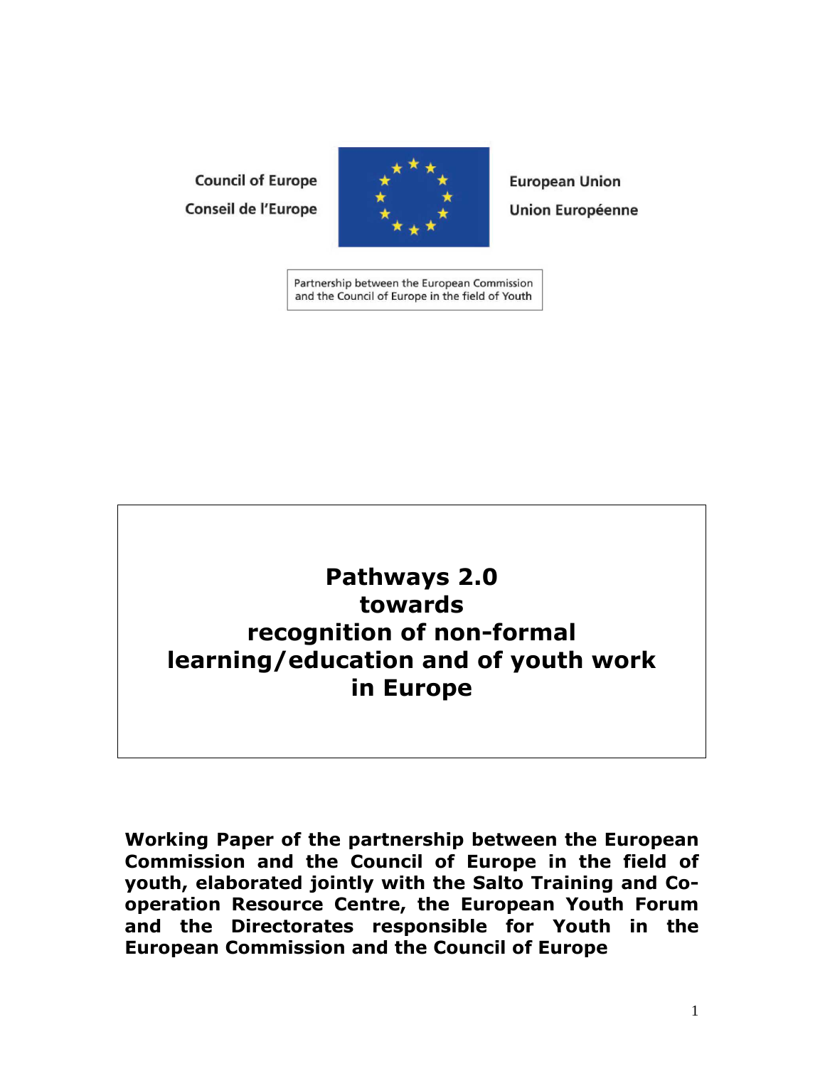Council of Europe

Conseil de l'Europe

European Union

Union Européenne

Partnership between the European Commission and the Council of Europe in the field of Youth

# Pathways 2.0 towards recognition of non-formal learning/education and of youth work in Europe

**Working Paper of the partnership between the European Commission and the Council of Europe in the field of youth, elaborated jointly with the Salto Training and Co-operation Resource Centre, the European Youth Forum and the Directorates responsible for Youth in the European Commission and the Council of Europe**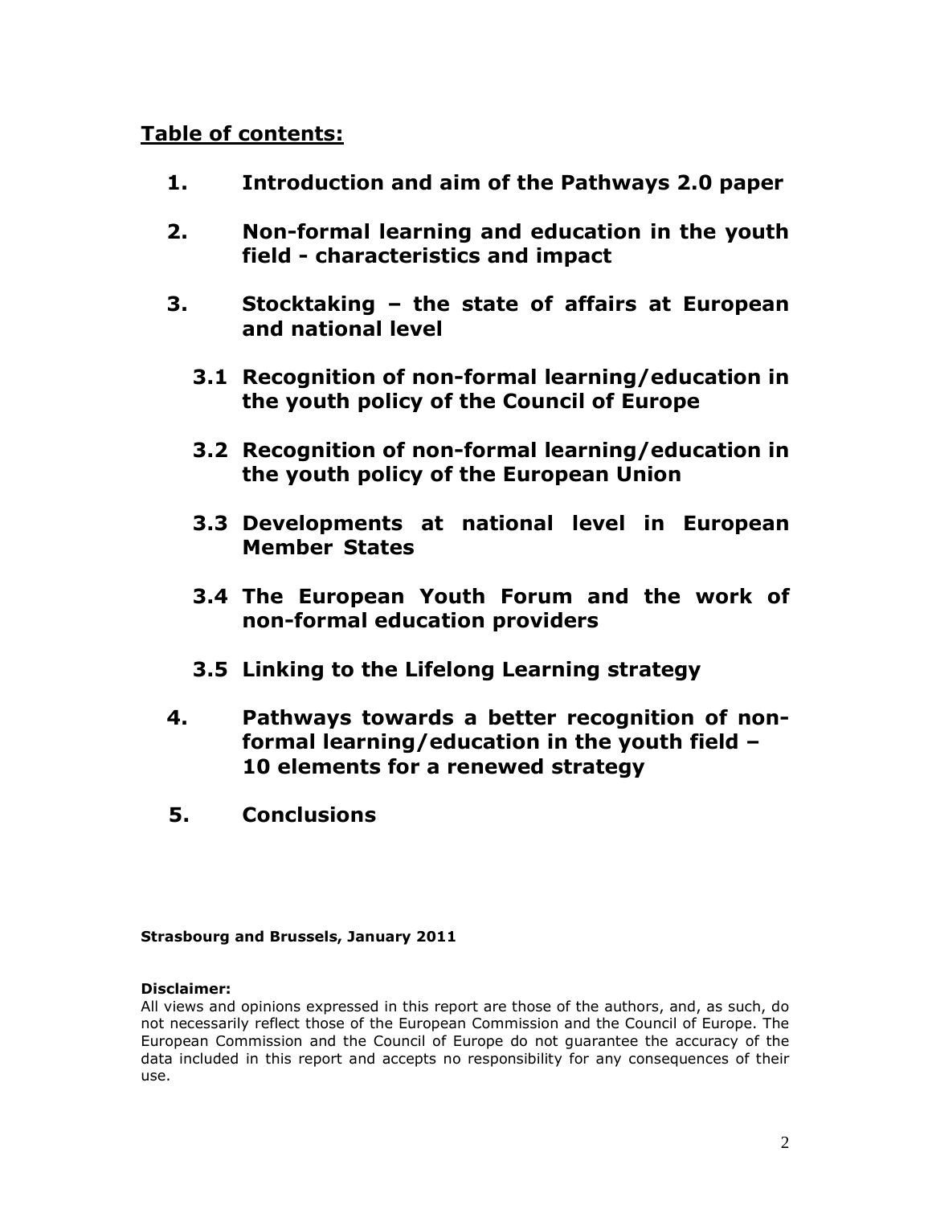## Table of contents:

**1. Introduction and aim of the Pathways 2.0 paper**

**2. Non-formal learning and education in the youth field - characteristics and impact**

**3. Stocktaking – the state of affairs at European and national level**

**3.1 Recognition of non-formal learning/education in the youth policy of the Council of Europe**

**3.2 Recognition of non-formal learning/education in the youth policy of the European Union**

**3.3 Developments at national level in European Member States**

**3.4 The European Youth Forum and the work of non-formal education providers**

**3.5 Linking to the Lifelong Learning strategy**

**4. Pathways towards a better recognition of non-formal learning/education in the youth field – 10 elements for a renewed strategy**

**5. Conclusions**

**Strasbourg and Brussels, January 2011**

**Disclaimer:**
All views and opinions expressed in this report are those of the authors, and, as such, do not necessarily reflect those of the European Commission and the Council of Europe. The European Commission and the Council of Europe do not guarantee the accuracy of the data included in this report and accepts no responsibility for any consequences of their use.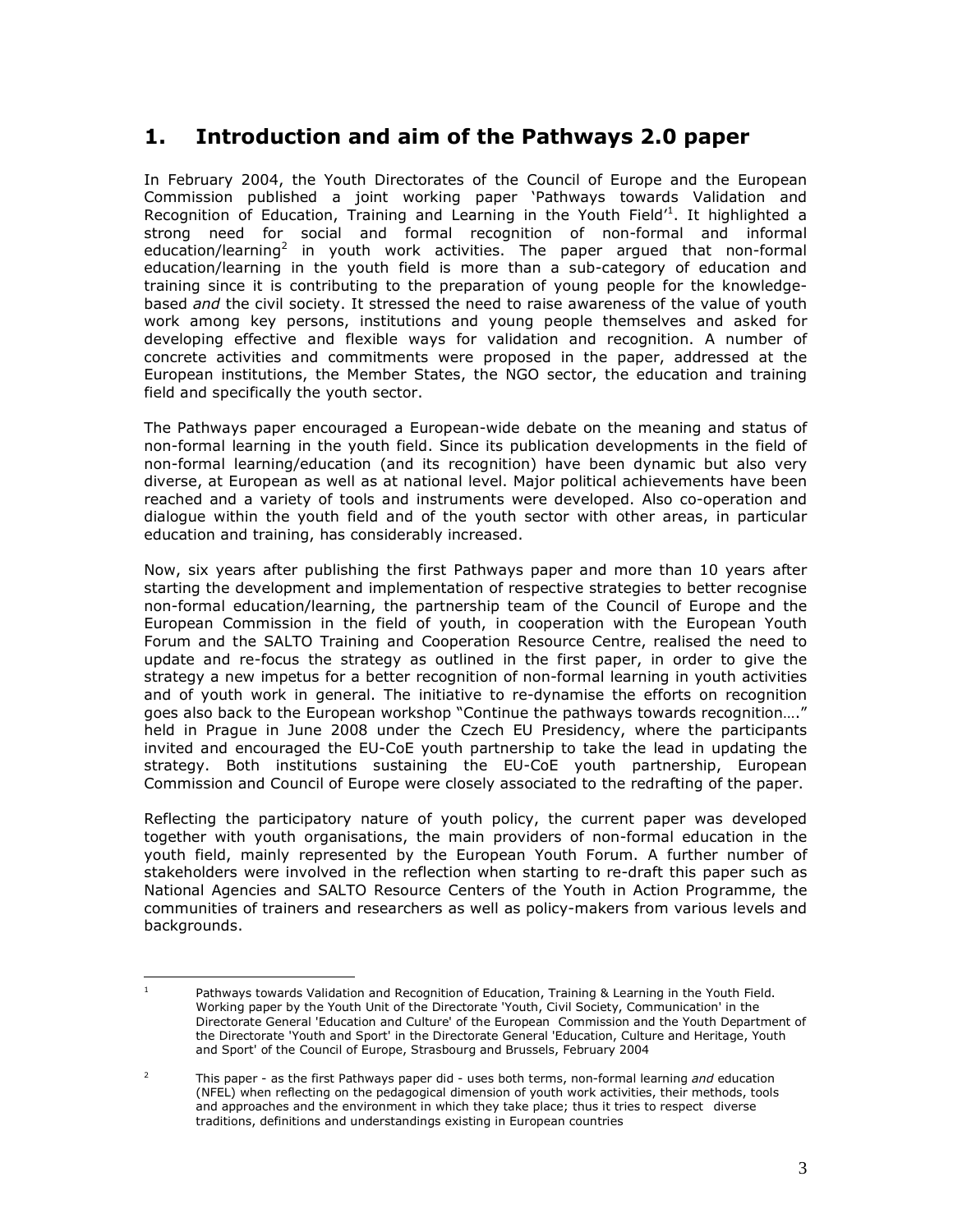# 1. Introduction and aim of the Pathways 2.0 paper

In February 2004, the Youth Directorates of the Council of Europe and the European Commission published a joint working paper 'Pathways towards Validation and Recognition of Education, Training and Learning in the Youth Field'[1]. It highlighted a strong need for social and formal recognition of non-formal and informal education/learning[2] in youth work activities. The paper argued that non-formal education/learning in the youth field is more than a sub-category of education and training since it is contributing to the preparation of young people for the knowledge-based *and* the civil society. It stressed the need to raise awareness of the value of youth work among key persons, institutions and young people themselves and asked for developing effective and flexible ways for validation and recognition. A number of concrete activities and commitments were proposed in the paper, addressed at the European institutions, the Member States, the NGO sector, the education and training field and specifically the youth sector.

The Pathways paper encouraged a European-wide debate on the meaning and status of non-formal learning in the youth field. Since its publication developments in the field of non-formal learning/education (and its recognition) have been dynamic but also very diverse, at European as well as at national level. Major political achievements have been reached and a variety of tools and instruments were developed. Also co-operation and dialogue within the youth field and of the youth sector with other areas, in particular education and training, has considerably increased.

Now, six years after publishing the first Pathways paper and more than 10 years after starting the development and implementation of respective strategies to better recognise non-formal education/learning, the partnership team of the Council of Europe and the European Commission in the field of youth, in cooperation with the European Youth Forum and the SALTO Training and Cooperation Resource Centre, realised the need to update and re-focus the strategy as outlined in the first paper, in order to give the strategy a new impetus for a better recognition of non-formal learning in youth activities and of youth work in general. The initiative to re-dynamise the efforts on recognition goes also back to the European workshop "Continue the pathways towards recognition…." held in Prague in June 2008 under the Czech EU Presidency, where the participants invited and encouraged the EU-CoE youth partnership to take the lead in updating the strategy. Both institutions sustaining the EU-CoE youth partnership, European Commission and Council of Europe were closely associated to the redrafting of the paper.

Reflecting the participatory nature of youth policy, the current paper was developed together with youth organisations, the main providers of non-formal education in the youth field, mainly represented by the European Youth Forum. A further number of stakeholders were involved in the reflection when starting to re-draft this paper such as National Agencies and SALTO Resource Centers of the Youth in Action Programme, the communities of trainers and researchers as well as policy-makers from various levels and backgrounds.

---

[1] Pathways towards Validation and Recognition of Education, Training & Learning in the Youth Field. Working paper by the Youth Unit of the Directorate 'Youth, Civil Society, Communication' in the Directorate General 'Education and Culture' of the European Commission and the Youth Department of the Directorate 'Youth and Sport' in the Directorate General 'Education, Culture and Heritage, Youth and Sport' of the Council of Europe, Strasbourg and Brussels, February 2004

[2] This paper - as the first Pathways paper did - uses both terms, non-formal learning *and* education (NFEL) when reflecting on the pedagogical dimension of youth work activities, their methods, tools and approaches and the environment in which they take place; thus it tries to respect diverse traditions, definitions and understandings existing in European countries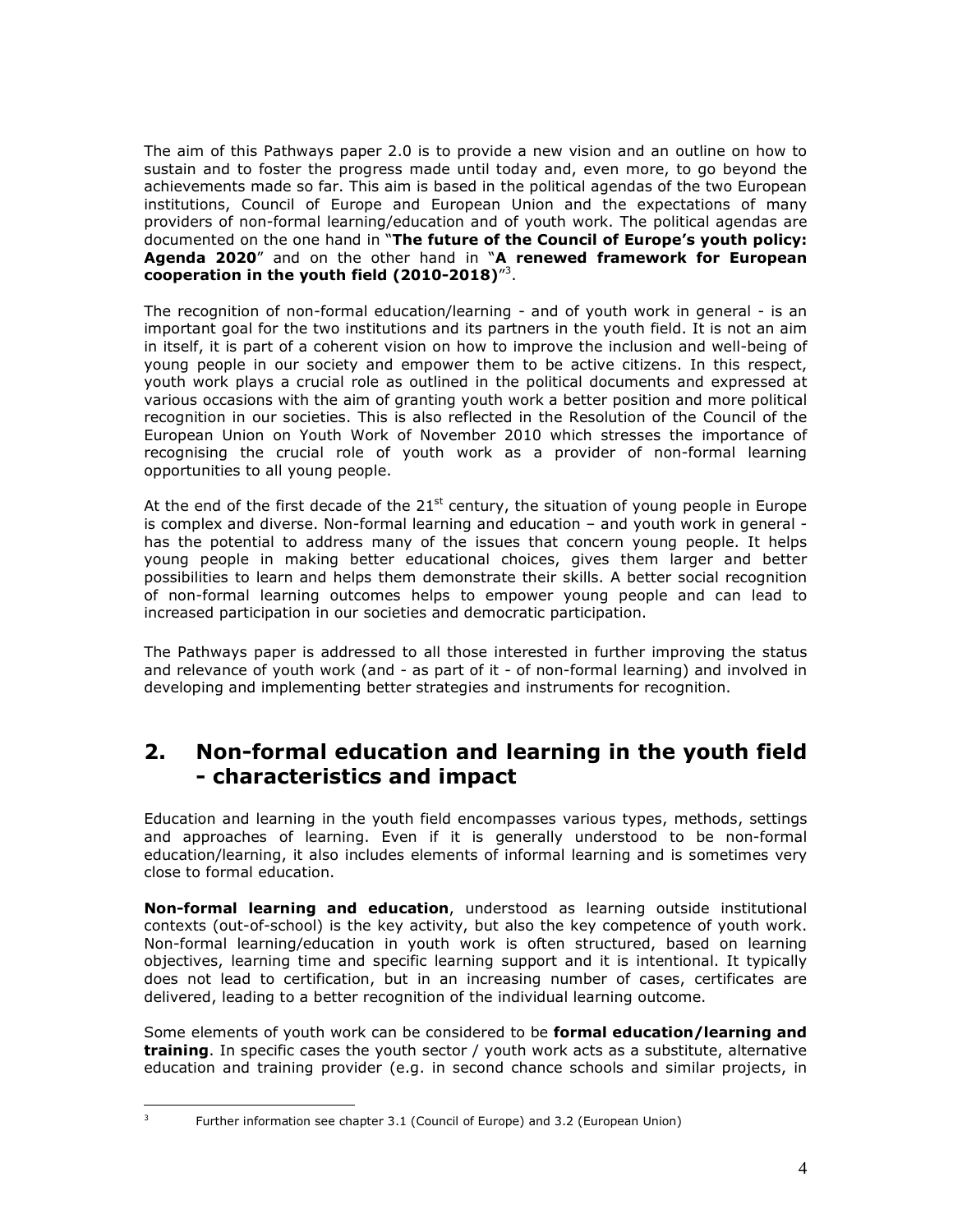The aim of this Pathways paper 2.0 is to provide a new vision and an outline on how to sustain and to foster the progress made until today and, even more, to go beyond the achievements made so far. This aim is based in the political agendas of the two European institutions, Council of Europe and European Union and the expectations of many providers of non-formal learning/education and of youth work. The political agendas are documented on the one hand in "**The future of the Council of Europe's youth policy: Agenda 2020**" and on the other hand in "**A renewed framework for European cooperation in the youth field (2010-2018)**"[3].

The recognition of non-formal education/learning - and of youth work in general - is an important goal for the two institutions and its partners in the youth field. It is not an aim in itself, it is part of a coherent vision on how to improve the inclusion and well-being of young people in our society and empower them to be active citizens. In this respect, youth work plays a crucial role as outlined in the political documents and expressed at various occasions with the aim of granting youth work a better position and more political recognition in our societies. This is also reflected in the Resolution of the Council of the European Union on Youth Work of November 2010 which stresses the importance of recognising the crucial role of youth work as a provider of non-formal learning opportunities to all young people.

At the end of the first decade of the 21st century, the situation of young people in Europe is complex and diverse. Non-formal learning and education – and youth work in general - has the potential to address many of the issues that concern young people. It helps young people in making better educational choices, gives them larger and better possibilities to learn and helps them demonstrate their skills. A better social recognition of non-formal learning outcomes helps to empower young people and can lead to increased participation in our societies and democratic participation.

The Pathways paper is addressed to all those interested in further improving the status and relevance of youth work (and - as part of it - of non-formal learning) and involved in developing and implementing better strategies and instruments for recognition.

## 2. Non-formal education and learning in the youth field - characteristics and impact

Education and learning in the youth field encompasses various types, methods, settings and approaches of learning. Even if it is generally understood to be non-formal education/learning, it also includes elements of informal learning and is sometimes very close to formal education.

**Non-formal learning and education**, understood as learning outside institutional contexts (out-of-school) is the key activity, but also the key competence of youth work. Non-formal learning/education in youth work is often structured, based on learning objectives, learning time and specific learning support and it is intentional. It typically does not lead to certification, but in an increasing number of cases, certificates are delivered, leading to a better recognition of the individual learning outcome.

Some elements of youth work can be considered to be **formal education/learning and training**. In specific cases the youth sector / youth work acts as a substitute, alternative education and training provider (e.g. in second chance schools and similar projects, in

[3] Further information see chapter 3.1 (Council of Europe) and 3.2 (European Union)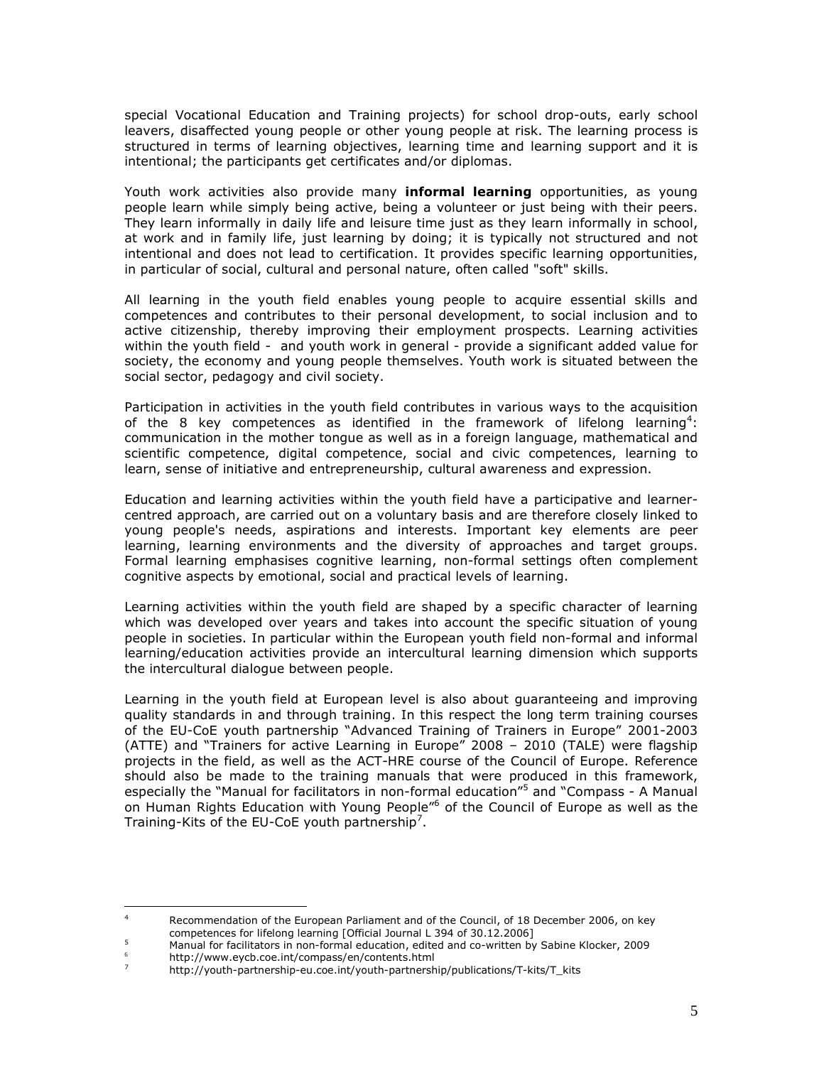special Vocational Education and Training projects) for school drop-outs, early school leavers, disaffected young people or other young people at risk. The learning process is structured in terms of learning objectives, learning time and learning support and it is intentional; the participants get certificates and/or diplomas.

Youth work activities also provide many **informal learning** opportunities, as young people learn while simply being active, being a volunteer or just being with their peers. They learn informally in daily life and leisure time just as they learn informally in school, at work and in family life, just learning by doing; it is typically not structured and not intentional and does not lead to certification. It provides specific learning opportunities, in particular of social, cultural and personal nature, often called "soft" skills.

All learning in the youth field enables young people to acquire essential skills and competences and contributes to their personal development, to social inclusion and to active citizenship, thereby improving their employment prospects. Learning activities within the youth field - and youth work in general - provide a significant added value for society, the economy and young people themselves. Youth work is situated between the social sector, pedagogy and civil society.

Participation in activities in the youth field contributes in various ways to the acquisition of the 8 key competences as identified in the framework of lifelong learning[4]: communication in the mother tongue as well as in a foreign language, mathematical and scientific competence, digital competence, social and civic competences, learning to learn, sense of initiative and entrepreneurship, cultural awareness and expression.

Education and learning activities within the youth field have a participative and learner-centred approach, are carried out on a voluntary basis and are therefore closely linked to young people's needs, aspirations and interests. Important key elements are peer learning, learning environments and the diversity of approaches and target groups. Formal learning emphasises cognitive learning, non-formal settings often complement cognitive aspects by emotional, social and practical levels of learning.

Learning activities within the youth field are shaped by a specific character of learning which was developed over years and takes into account the specific situation of young people in societies. In particular within the European youth field non-formal and informal learning/education activities provide an intercultural learning dimension which supports the intercultural dialogue between people.

Learning in the youth field at European level is also about guaranteeing and improving quality standards in and through training. In this respect the long term training courses of the EU-CoE youth partnership "Advanced Training of Trainers in Europe" 2001-2003 (ATTE) and "Trainers for active Learning in Europe" 2008 – 2010 (TALE) were flagship projects in the field, as well as the ACT-HRE course of the Council of Europe. Reference should also be made to the training manuals that were produced in this framework, especially the "Manual for facilitators in non-formal education"[5] and "Compass - A Manual on Human Rights Education with Young People"[6] of the Council of Europe as well as the Training-Kits of the EU-CoE youth partnership[7].

---

[4] Recommendation of the European Parliament and of the Council, of 18 December 2006, on key competences for lifelong learning [Official Journal L 394 of 30.12.2006]

[5] Manual for facilitators in non-formal education, edited and co-written by Sabine Klocker, 2009

[6] http://www.eycb.coe.int/compass/en/contents.html

[7] http://youth-partnership-eu.coe.int/youth-partnership/publications/T-kits/T_kits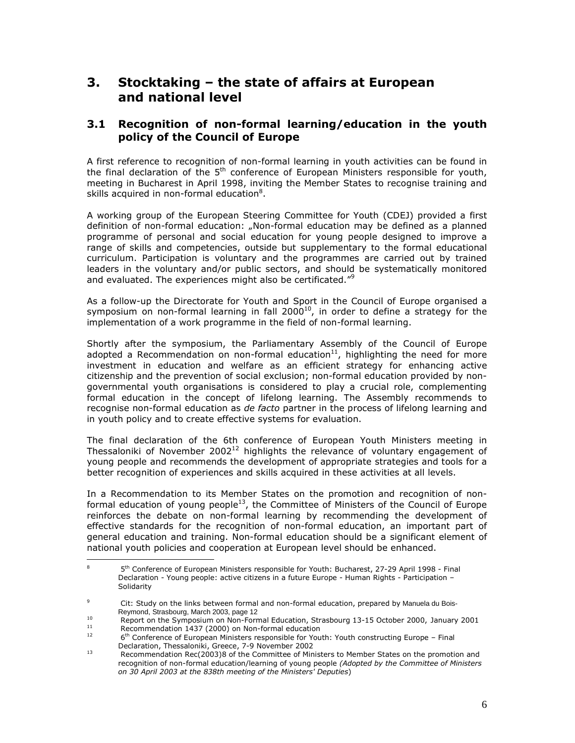# 3. Stocktaking – the state of affairs at European and national level

## 3.1 Recognition of non-formal learning/education in the youth policy of the Council of Europe

A first reference to recognition of non-formal learning in youth activities can be found in the final declaration of the 5th conference of European Ministers responsible for youth, meeting in Bucharest in April 1998, inviting the Member States to recognise training and skills acquired in non-formal education[8].

A working group of the European Steering Committee for Youth (CDEJ) provided a first definition of non-formal education: „Non-formal education may be defined as a planned programme of personal and social education for young people designed to improve a range of skills and competencies, outside but supplementary to the formal educational curriculum. Participation is voluntary and the programmes are carried out by trained leaders in the voluntary and/or public sectors, and should be systematically monitored and evaluated. The experiences might also be certificated."[9]

As a follow-up the Directorate for Youth and Sport in the Council of Europe organised a symposium on non-formal learning in fall 2000[10], in order to define a strategy for the implementation of a work programme in the field of non-formal learning.

Shortly after the symposium, the Parliamentary Assembly of the Council of Europe adopted a Recommendation on non-formal education[11], highlighting the need for more investment in education and welfare as an efficient strategy for enhancing active citizenship and the prevention of social exclusion; non-formal education provided by non-governmental youth organisations is considered to play a crucial role, complementing formal education in the concept of lifelong learning. The Assembly recommends to recognise non-formal education as *de facto* partner in the process of lifelong learning and in youth policy and to create effective systems for evaluation.

The final declaration of the 6th conference of European Youth Ministers meeting in Thessaloniki of November 2002[12] highlights the relevance of voluntary engagement of young people and recommends the development of appropriate strategies and tools for a better recognition of experiences and skills acquired in these activities at all levels.

In a Recommendation to its Member States on the promotion and recognition of non-formal education of young people[13], the Committee of Ministers of the Council of Europe reinforces the debate on non-formal learning by recommending the development of effective standards for the recognition of non-formal education, an important part of general education and training. Non-formal education should be a significant element of national youth policies and cooperation at European level should be enhanced.

---

[8] 5th Conference of European Ministers responsible for Youth: Bucharest, 27-29 April 1998 - Final Declaration - Young people: active citizens in a future Europe - Human Rights - Participation – Solidarity

[9] Cit: Study on the links between formal and non-formal education, prepared by Manuela du Bois-Reymond, Strasbourg, March 2003, page 12

[10] Report on the Symposium on Non-Formal Education, Strasbourg 13-15 October 2000, January 2001

[11] Recommendation 1437 (2000) on Non-formal education

[12] 6th Conference of European Ministers responsible for Youth: Youth constructing Europe – Final Declaration, Thessaloniki, Greece, 7-9 November 2002

[13] Recommendation Rec(2003)8 of the Committee of Ministers to Member States on the promotion and recognition of non-formal education/learning of young people *(Adopted by the Committee of Ministers on 30 April 2003 at the 838th meeting of the Ministers' Deputies*)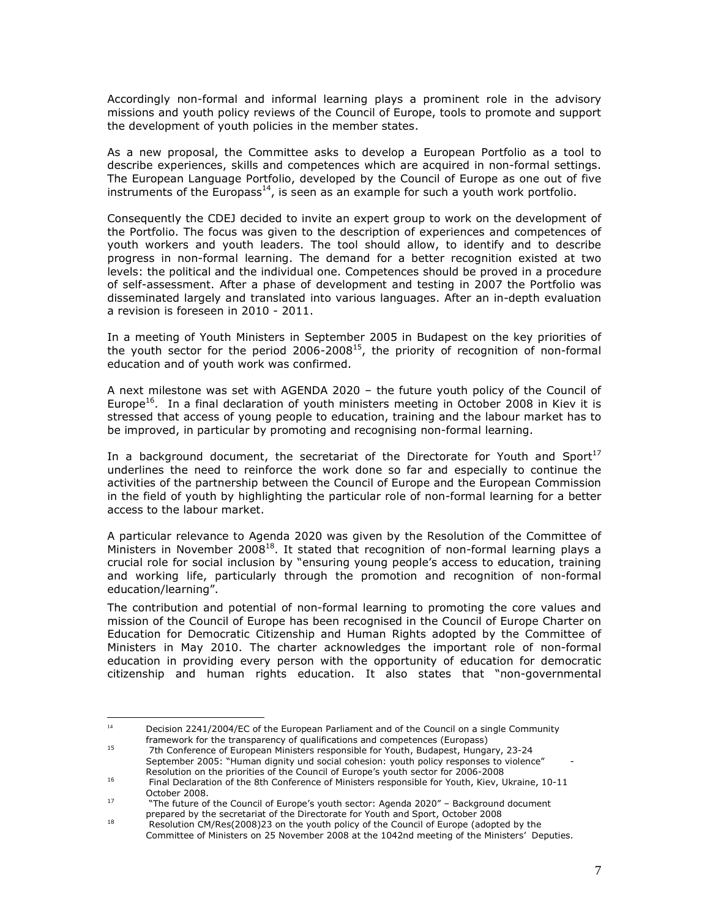Accordingly non-formal and informal learning plays a prominent role in the advisory missions and youth policy reviews of the Council of Europe, tools to promote and support the development of youth policies in the member states.

As a new proposal, the Committee asks to develop a European Portfolio as a tool to describe experiences, skills and competences which are acquired in non-formal settings. The European Language Portfolio, developed by the Council of Europe as one out of five instruments of the Europass[14], is seen as an example for such a youth work portfolio.

Consequently the CDEJ decided to invite an expert group to work on the development of the Portfolio. The focus was given to the description of experiences and competences of youth workers and youth leaders. The tool should allow, to identify and to describe progress in non-formal learning. The demand for a better recognition existed at two levels: the political and the individual one. Competences should be proved in a procedure of self-assessment. After a phase of development and testing in 2007 the Portfolio was disseminated largely and translated into various languages. After an in-depth evaluation a revision is foreseen in 2010 - 2011.

In a meeting of Youth Ministers in September 2005 in Budapest on the key priorities of the youth sector for the period 2006-2008[15], the priority of recognition of non-formal education and of youth work was confirmed.

A next milestone was set with AGENDA 2020 – the future youth policy of the Council of Europe[16]. In a final declaration of youth ministers meeting in October 2008 in Kiev it is stressed that access of young people to education, training and the labour market has to be improved, in particular by promoting and recognising non-formal learning.

In a background document, the secretariat of the Directorate for Youth and Sport[17] underlines the need to reinforce the work done so far and especially to continue the activities of the partnership between the Council of Europe and the European Commission in the field of youth by highlighting the particular role of non-formal learning for a better access to the labour market.

A particular relevance to Agenda 2020 was given by the Resolution of the Committee of Ministers in November 2008[18]. It stated that recognition of non-formal learning plays a crucial role for social inclusion by "ensuring young people's access to education, training and working life, particularly through the promotion and recognition of non-formal education/learning".

The contribution and potential of non-formal learning to promoting the core values and mission of the Council of Europe has been recognised in the Council of Europe Charter on Education for Democratic Citizenship and Human Rights adopted by the Committee of Ministers in May 2010. The charter acknowledges the important role of non-formal education in providing every person with the opportunity of education for democratic citizenship and human rights education. It also states that "non-governmental

---

[14] Decision 2241/2004/EC of the European Parliament and of the Council on a single Community framework for the transparency of qualifications and competences (Europass)

[15] 7th Conference of European Ministers responsible for Youth, Budapest, Hungary, 23-24 September 2005: "Human dignity und social cohesion: youth policy responses to violence" - Resolution on the priorities of the Council of Europe's youth sector for 2006-2008

[16] Final Declaration of the 8th Conference of Ministers responsible for Youth, Kiev, Ukraine, 10-11 October 2008.

[17] "The future of the Council of Europe's youth sector: Agenda 2020" – Background document prepared by the secretariat of the Directorate for Youth and Sport, October 2008

[18] Resolution CM/Res(2008)23 on the youth policy of the Council of Europe (adopted by the Committee of Ministers on 25 November 2008 at the 1042nd meeting of the Ministers' Deputies.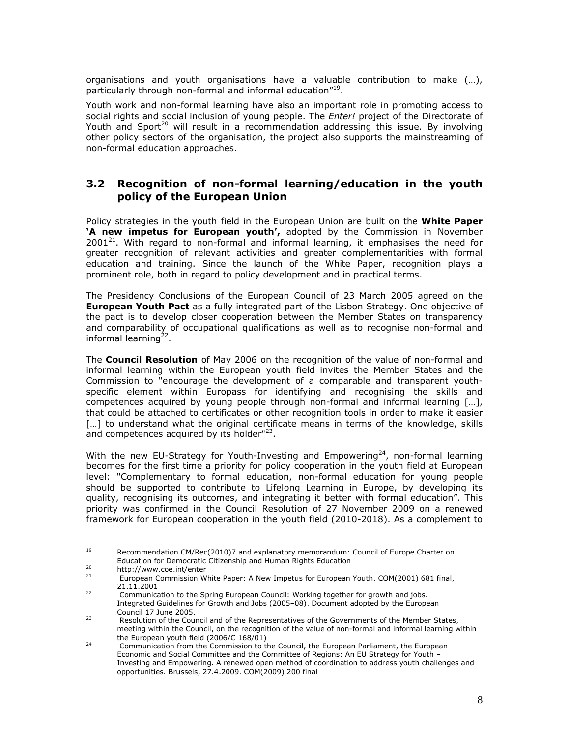organisations and youth organisations have a valuable contribution to make (…), particularly through non-formal and informal education"[19].

Youth work and non-formal learning have also an important role in promoting access to social rights and social inclusion of young people. The *Enter!* project of the Directorate of Youth and Sport[20] will result in a recommendation addressing this issue. By involving other policy sectors of the organisation, the project also supports the mainstreaming of non-formal education approaches.

## 3.2 Recognition of non-formal learning/education in the youth policy of the European Union

Policy strategies in the youth field in the European Union are built on the **White Paper 'A new impetus for European youth',** adopted by the Commission in November 2001[21]. With regard to non-formal and informal learning, it emphasises the need for greater recognition of relevant activities and greater complementarities with formal education and training. Since the launch of the White Paper, recognition plays a prominent role, both in regard to policy development and in practical terms.

The Presidency Conclusions of the European Council of 23 March 2005 agreed on the **European Youth Pact** as a fully integrated part of the Lisbon Strategy. One objective of the pact is to develop closer cooperation between the Member States on transparency and comparability of occupational qualifications as well as to recognise non-formal and informal learning[22].

The **Council Resolution** of May 2006 on the recognition of the value of non-formal and informal learning within the European youth field invites the Member States and the Commission to "encourage the development of a comparable and transparent youth-specific element within Europass for identifying and recognising the skills and competences acquired by young people through non-formal and informal learning […], that could be attached to certificates or other recognition tools in order to make it easier […] to understand what the original certificate means in terms of the knowledge, skills and competences acquired by its holder"[23].

With the new EU-Strategy for Youth-Investing and Empowering[24], non-formal learning becomes for the first time a priority for policy cooperation in the youth field at European level: "Complementary to formal education, non-formal education for young people should be supported to contribute to Lifelong Learning in Europe, by developing its quality, recognising its outcomes, and integrating it better with formal education". This priority was confirmed in the Council Resolution of 27 November 2009 on a renewed framework for European cooperation in the youth field (2010-2018). As a complement to

---

[19] Recommendation CM/Rec(2010)7 and explanatory memorandum: Council of Europe Charter on Education for Democratic Citizenship and Human Rights Education

[20] http://www.coe.int/enter

[21] European Commission White Paper: A New Impetus for European Youth. COM(2001) 681 final, 21.11.2001

[22] Communication to the Spring European Council: Working together for growth and jobs. Integrated Guidelines for Growth and Jobs (2005–08). Document adopted by the European Council 17 June 2005.

[23] Resolution of the Council and of the Representatives of the Governments of the Member States, meeting within the Council, on the recognition of the value of non-formal and informal learning within the European youth field (2006/C 168/01)

[24] Communication from the Commission to the Council, the European Parliament, the European Economic and Social Committee and the Committee of Regions: An EU Strategy for Youth – Investing and Empowering. A renewed open method of coordination to address youth challenges and opportunities. Brussels, 27.4.2009. COM(2009) 200 final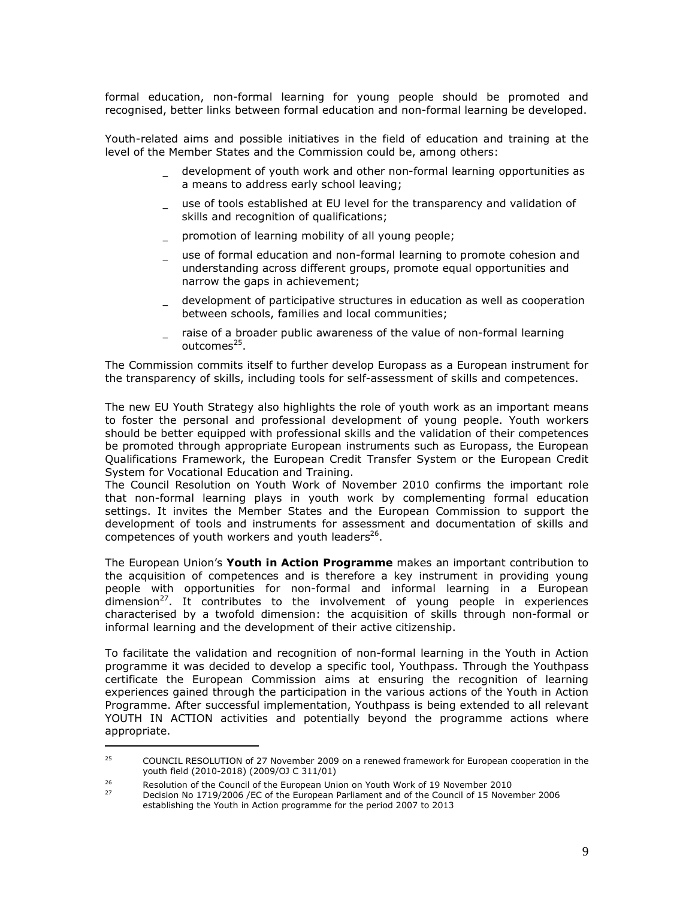formal education, non-formal learning for young people should be promoted and recognised, better links between formal education and non-formal learning be developed.

Youth-related aims and possible initiatives in the field of education and training at the level of the Member States and the Commission could be, among others:

- development of youth work and other non-formal learning opportunities as a means to address early school leaving;
- use of tools established at EU level for the transparency and validation of skills and recognition of qualifications;
- promotion of learning mobility of all young people;
- use of formal education and non-formal learning to promote cohesion and understanding across different groups, promote equal opportunities and narrow the gaps in achievement;
- development of participative structures in education as well as cooperation between schools, families and local communities;
- raise of a broader public awareness of the value of non-formal learning outcomes[25].

The Commission commits itself to further develop Europass as a European instrument for the transparency of skills, including tools for self-assessment of skills and competences.

The new EU Youth Strategy also highlights the role of youth work as an important means to foster the personal and professional development of young people. Youth workers should be better equipped with professional skills and the validation of their competences be promoted through appropriate European instruments such as Europass, the European Qualifications Framework, the European Credit Transfer System or the European Credit System for Vocational Education and Training.
The Council Resolution on Youth Work of November 2010 confirms the important role that non-formal learning plays in youth work by complementing formal education settings. It invites the Member States and the European Commission to support the development of tools and instruments for assessment and documentation of skills and competences of youth workers and youth leaders[26].

The European Union's **Youth in Action Programme** makes an important contribution to the acquisition of competences and is therefore a key instrument in providing young people with opportunities for non-formal and informal learning in a European dimension[27]. It contributes to the involvement of young people in experiences characterised by a twofold dimension: the acquisition of skills through non-formal or informal learning and the development of their active citizenship.

To facilitate the validation and recognition of non-formal learning in the Youth in Action programme it was decided to develop a specific tool, Youthpass. Through the Youthpass certificate the European Commission aims at ensuring the recognition of learning experiences gained through the participation in the various actions of the Youth in Action Programme. After successful implementation, Youthpass is being extended to all relevant YOUTH IN ACTION activities and potentially beyond the programme actions where appropriate.

---

[25] COUNCIL RESOLUTION of 27 November 2009 on a renewed framework for European cooperation in the youth field (2010-2018) (2009/OJ C 311/01)

[26] Resolution of the Council of the European Union on Youth Work of 19 November 2010

[27] Decision No 1719/2006 /EC of the European Parliament and of the Council of 15 November 2006 establishing the Youth in Action programme for the period 2007 to 2013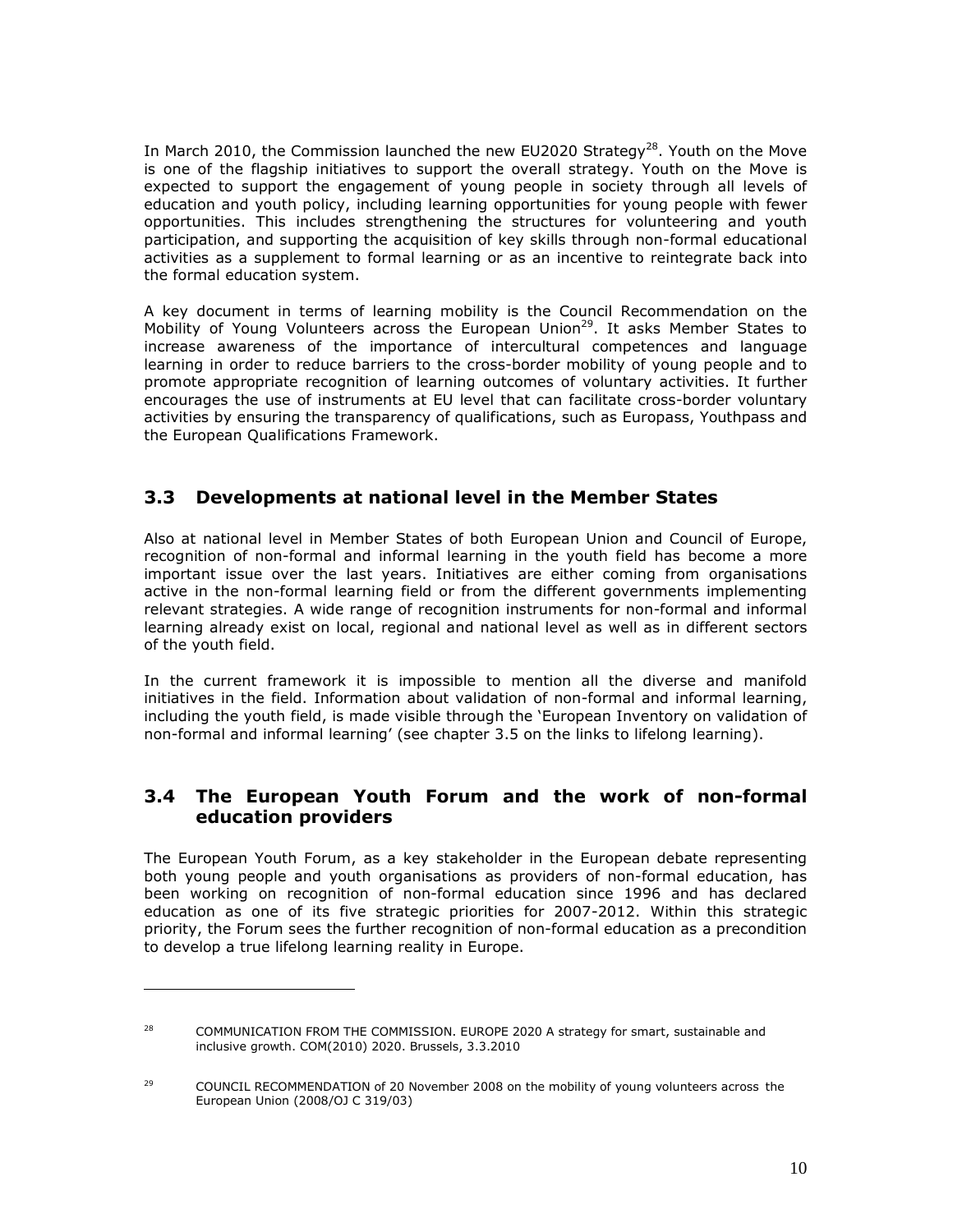In March 2010, the Commission launched the new EU2020 Strategy[28]. Youth on the Move is one of the flagship initiatives to support the overall strategy. Youth on the Move is expected to support the engagement of young people in society through all levels of education and youth policy, including learning opportunities for young people with fewer opportunities. This includes strengthening the structures for volunteering and youth participation, and supporting the acquisition of key skills through non-formal educational activities as a supplement to formal learning or as an incentive to reintegrate back into the formal education system.

A key document in terms of learning mobility is the Council Recommendation on the Mobility of Young Volunteers across the European Union[29]. It asks Member States to increase awareness of the importance of intercultural competences and language learning in order to reduce barriers to the cross-border mobility of young people and to promote appropriate recognition of learning outcomes of voluntary activities. It further encourages the use of instruments at EU level that can facilitate cross-border voluntary activities by ensuring the transparency of qualifications, such as Europass, Youthpass and the European Qualifications Framework.

## 3.3 Developments at national level in the Member States

Also at national level in Member States of both European Union and Council of Europe, recognition of non-formal and informal learning in the youth field has become a more important issue over the last years. Initiatives are either coming from organisations active in the non-formal learning field or from the different governments implementing relevant strategies. A wide range of recognition instruments for non-formal and informal learning already exist on local, regional and national level as well as in different sectors of the youth field.

In the current framework it is impossible to mention all the diverse and manifold initiatives in the field. Information about validation of non-formal and informal learning, including the youth field, is made visible through the 'European Inventory on validation of non-formal and informal learning' (see chapter 3.5 on the links to lifelong learning).

## 3.4 The European Youth Forum and the work of non-formal education providers

The European Youth Forum, as a key stakeholder in the European debate representing both young people and youth organisations as providers of non-formal education, has been working on recognition of non-formal education since 1996 and has declared education as one of its five strategic priorities for 2007-2012. Within this strategic priority, the Forum sees the further recognition of non-formal education as a precondition to develop a true lifelong learning reality in Europe.

---

[28] COMMUNICATION FROM THE COMMISSION. EUROPE 2020 A strategy for smart, sustainable and inclusive growth. COM(2010) 2020. Brussels, 3.3.2010

[29] COUNCIL RECOMMENDATION of 20 November 2008 on the mobility of young volunteers across the European Union (2008/OJ C 319/03)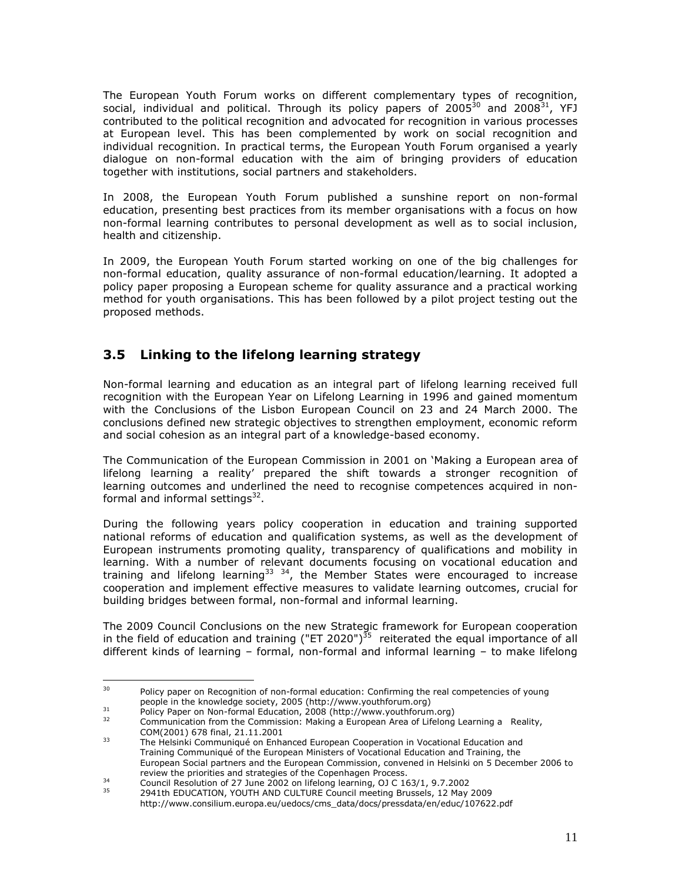The European Youth Forum works on different complementary types of recognition, social, individual and political. Through its policy papers of 2005[30] and 2008[31], YFJ contributed to the political recognition and advocated for recognition in various processes at European level. This has been complemented by work on social recognition and individual recognition. In practical terms, the European Youth Forum organised a yearly dialogue on non-formal education with the aim of bringing providers of education together with institutions, social partners and stakeholders.

In 2008, the European Youth Forum published a sunshine report on non-formal education, presenting best practices from its member organisations with a focus on how non-formal learning contributes to personal development as well as to social inclusion, health and citizenship.

In 2009, the European Youth Forum started working on one of the big challenges for non-formal education, quality assurance of non-formal education/learning. It adopted a policy paper proposing a European scheme for quality assurance and a practical working method for youth organisations. This has been followed by a pilot project testing out the proposed methods.

## 3.5 Linking to the lifelong learning strategy

Non-formal learning and education as an integral part of lifelong learning received full recognition with the European Year on Lifelong Learning in 1996 and gained momentum with the Conclusions of the Lisbon European Council on 23 and 24 March 2000. The conclusions defined new strategic objectives to strengthen employment, economic reform and social cohesion as an integral part of a knowledge-based economy.

The Communication of the European Commission in 2001 on 'Making a European area of lifelong learning a reality' prepared the shift towards a stronger recognition of learning outcomes and underlined the need to recognise competences acquired in non-formal and informal settings[32].

During the following years policy cooperation in education and training supported national reforms of education and qualification systems, as well as the development of European instruments promoting quality, transparency of qualifications and mobility in learning. With a number of relevant documents focusing on vocational education and training and lifelong learning[33] [34], the Member States were encouraged to increase cooperation and implement effective measures to validate learning outcomes, crucial for building bridges between formal, non-formal and informal learning.

The 2009 Council Conclusions on the new Strategic framework for European cooperation in the field of education and training ("ET 2020")[35] reiterated the equal importance of all different kinds of learning – formal, non-formal and informal learning – to make lifelong

---

[30] Policy paper on Recognition of non-formal education: Confirming the real competencies of young people in the knowledge society, 2005 (http://www.youthforum.org)

[31] Policy Paper on Non-formal Education, 2008 (http://www.youthforum.org)

[32] Communication from the Commission: Making a European Area of Lifelong Learning a Reality, COM(2001) 678 final, 21.11.2001

[33] The Helsinki Communiqué on Enhanced European Cooperation in Vocational Education and Training Communiqué of the European Ministers of Vocational Education and Training, the European Social partners and the European Commission, convened in Helsinki on 5 December 2006 to review the priorities and strategies of the Copenhagen Process.

[34] Council Resolution of 27 June 2002 on lifelong learning, OJ C 163/1, 9.7.2002

[35] 2941th EDUCATION, YOUTH AND CULTURE Council meeting Brussels, 12 May 2009 http://www.consilium.europa.eu/uedocs/cms_data/docs/pressdata/en/educ/107622.pdf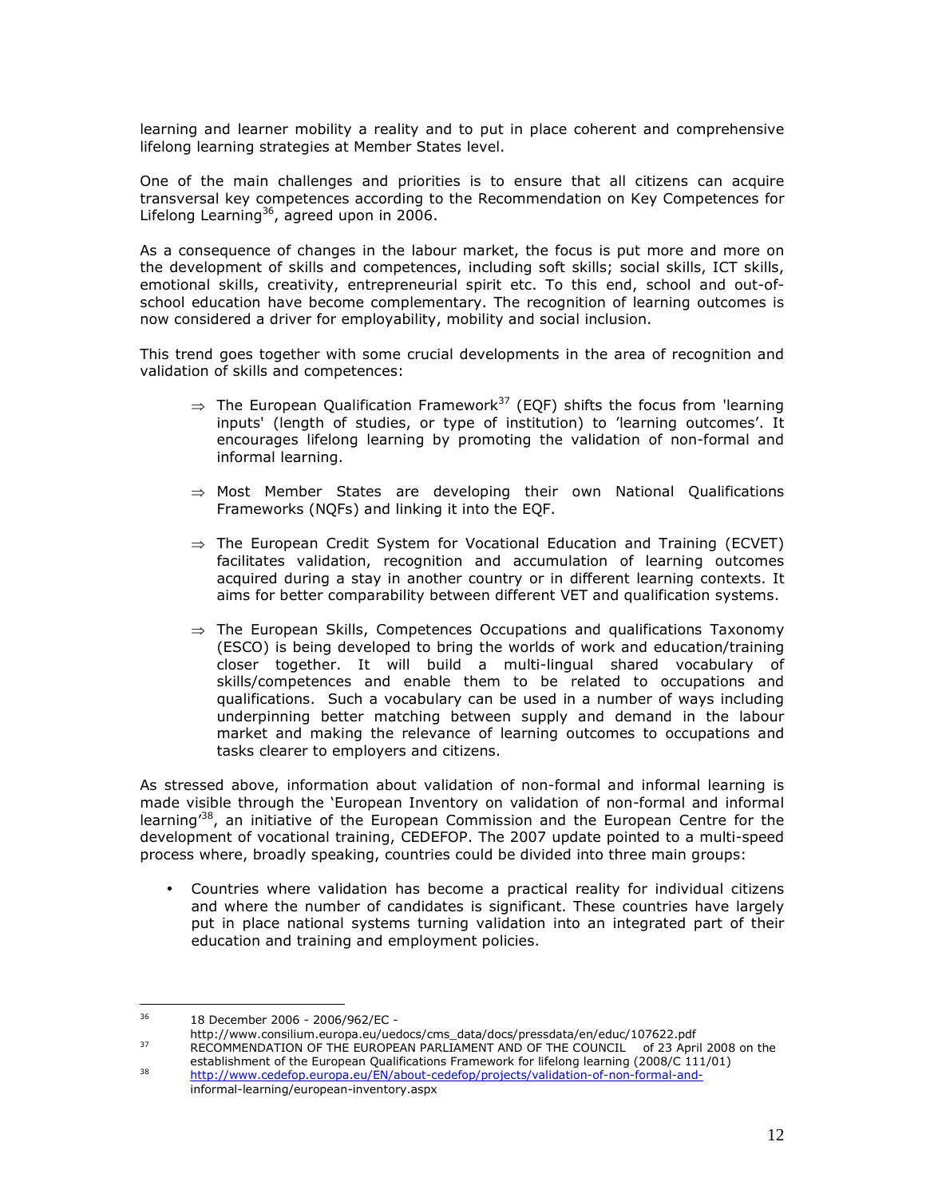learning and learner mobility a reality and to put in place coherent and comprehensive lifelong learning strategies at Member States level.

One of the main challenges and priorities is to ensure that all citizens can acquire transversal key competences according to the Recommendation on Key Competences for Lifelong Learning[36], agreed upon in 2006.

As a consequence of changes in the labour market, the focus is put more and more on the development of skills and competences, including soft skills; social skills, ICT skills, emotional skills, creativity, entrepreneurial spirit etc. To this end, school and out-of-school education have become complementary. The recognition of learning outcomes is now considered a driver for employability, mobility and social inclusion.

This trend goes together with some crucial developments in the area of recognition and validation of skills and competences:

- ⇒ The European Qualification Framework[37] (EQF) shifts the focus from 'learning inputs' (length of studies, or type of institution) to 'learning outcomes'. It encourages lifelong learning by promoting the validation of non-formal and informal learning.
- ⇒ Most Member States are developing their own National Qualifications Frameworks (NQFs) and linking it into the EQF.
- ⇒ The European Credit System for Vocational Education and Training (ECVET) facilitates validation, recognition and accumulation of learning outcomes acquired during a stay in another country or in different learning contexts. It aims for better comparability between different VET and qualification systems.
- ⇒ The European Skills, Competences Occupations and qualifications Taxonomy (ESCO) is being developed to bring the worlds of work and education/training closer together. It will build a multi-lingual shared vocabulary of skills/competences and enable them to be related to occupations and qualifications. Such a vocabulary can be used in a number of ways including underpinning better matching between supply and demand in the labour market and making the relevance of learning outcomes to occupations and tasks clearer to employers and citizens.

As stressed above, information about validation of non-formal and informal learning is made visible through the 'European Inventory on validation of non-formal and informal learning'[38], an initiative of the European Commission and the European Centre for the development of vocational training, CEDEFOP. The 2007 update pointed to a multi-speed process where, broadly speaking, countries could be divided into three main groups:

- Countries where validation has become a practical reality for individual citizens and where the number of candidates is significant. These countries have largely put in place national systems turning validation into an integrated part of their education and training and employment policies.

---

[36] 18 December 2006 - 2006/962/EC - http://www.consilium.europa.eu/uedocs/cms_data/docs/pressdata/en/educ/107622.pdf

[37] RECOMMENDATION OF THE EUROPEAN PARLIAMENT AND OF THE COUNCIL of 23 April 2008 on the establishment of the European Qualifications Framework for lifelong learning (2008/C 111/01)

[38] http://www.cedefop.europa.eu/EN/about-cedefop/projects/validation-of-non-formal-and-informal-learning/european-inventory.aspx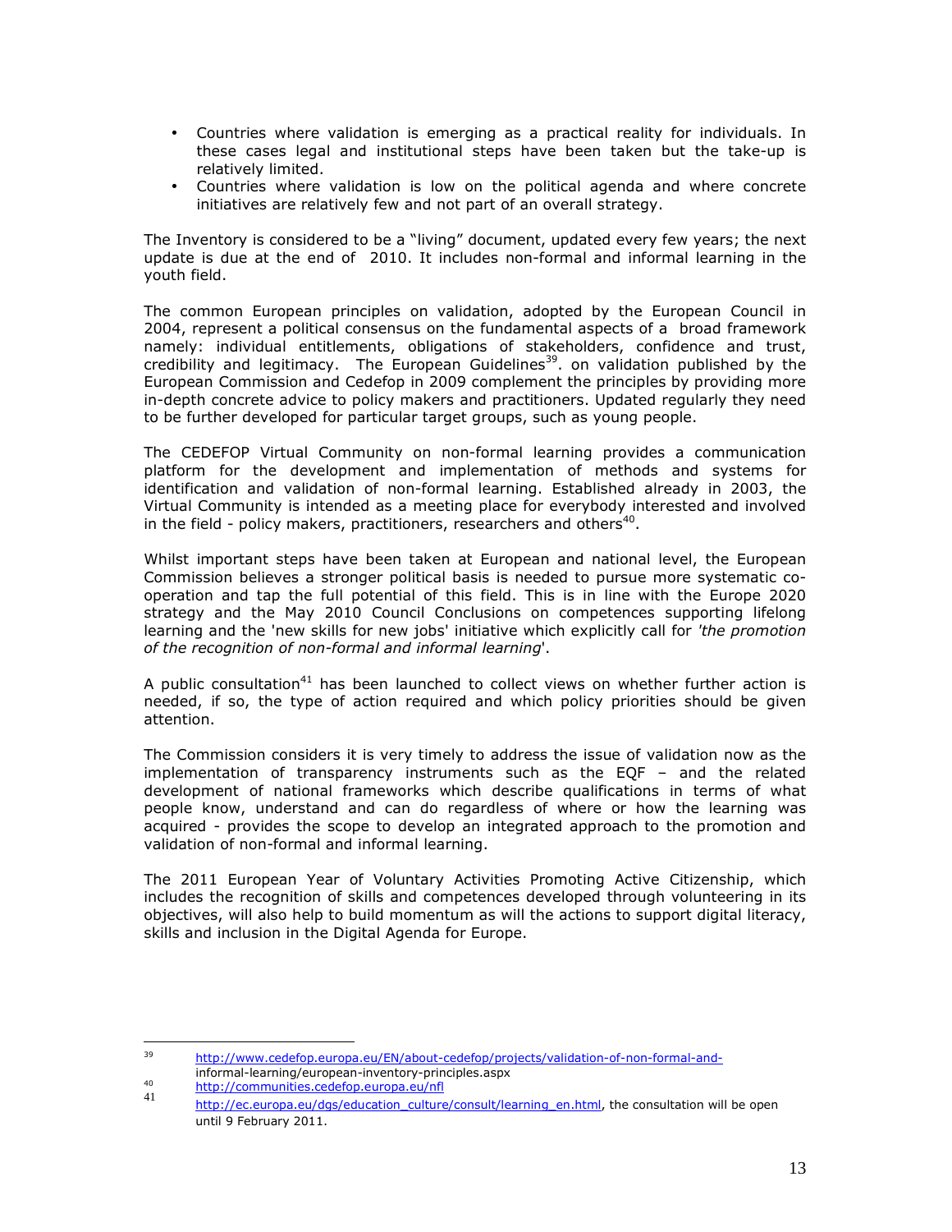- Countries where validation is emerging as a practical reality for individuals. In these cases legal and institutional steps have been taken but the take-up is relatively limited.
- Countries where validation is low on the political agenda and where concrete initiatives are relatively few and not part of an overall strategy.

The Inventory is considered to be a "living" document, updated every few years; the next update is due at the end of 2010. It includes non-formal and informal learning in the youth field.

The common European principles on validation, adopted by the European Council in 2004, represent a political consensus on the fundamental aspects of a broad framework namely: individual entitlements, obligations of stakeholders, confidence and trust, credibility and legitimacy. The European Guidelines[39]. on validation published by the European Commission and Cedefop in 2009 complement the principles by providing more in-depth concrete advice to policy makers and practitioners. Updated regularly they need to be further developed for particular target groups, such as young people.

The CEDEFOP Virtual Community on non-formal learning provides a communication platform for the development and implementation of methods and systems for identification and validation of non-formal learning. Established already in 2003, the Virtual Community is intended as a meeting place for everybody interested and involved in the field - policy makers, practitioners, researchers and others[40].

Whilst important steps have been taken at European and national level, the European Commission believes a stronger political basis is needed to pursue more systematic co-operation and tap the full potential of this field. This is in line with the Europe 2020 strategy and the May 2010 Council Conclusions on competences supporting lifelong learning and the 'new skills for new jobs' initiative which explicitly call for *'the promotion of the recognition of non-formal and informal learning*'.

A public consultation[41] has been launched to collect views on whether further action is needed, if so, the type of action required and which policy priorities should be given attention.

The Commission considers it is very timely to address the issue of validation now as the implementation of transparency instruments such as the EQF – and the related development of national frameworks which describe qualifications in terms of what people know, understand and can do regardless of where or how the learning was acquired - provides the scope to develop an integrated approach to the promotion and validation of non-formal and informal learning.

The 2011 European Year of Voluntary Activities Promoting Active Citizenship, which includes the recognition of skills and competences developed through volunteering in its objectives, will also help to build momentum as will the actions to support digital literacy, skills and inclusion in the Digital Agenda for Europe.

---

[39] http://www.cedefop.europa.eu/EN/about-cedefop/projects/validation-of-non-formal-and-informal-learning/european-inventory-principles.aspx

[40] http://communities.cedefop.europa.eu/nfl

[41] http://ec.europa.eu/dgs/education_culture/consult/learning_en.html, the consultation will be open until 9 February 2011.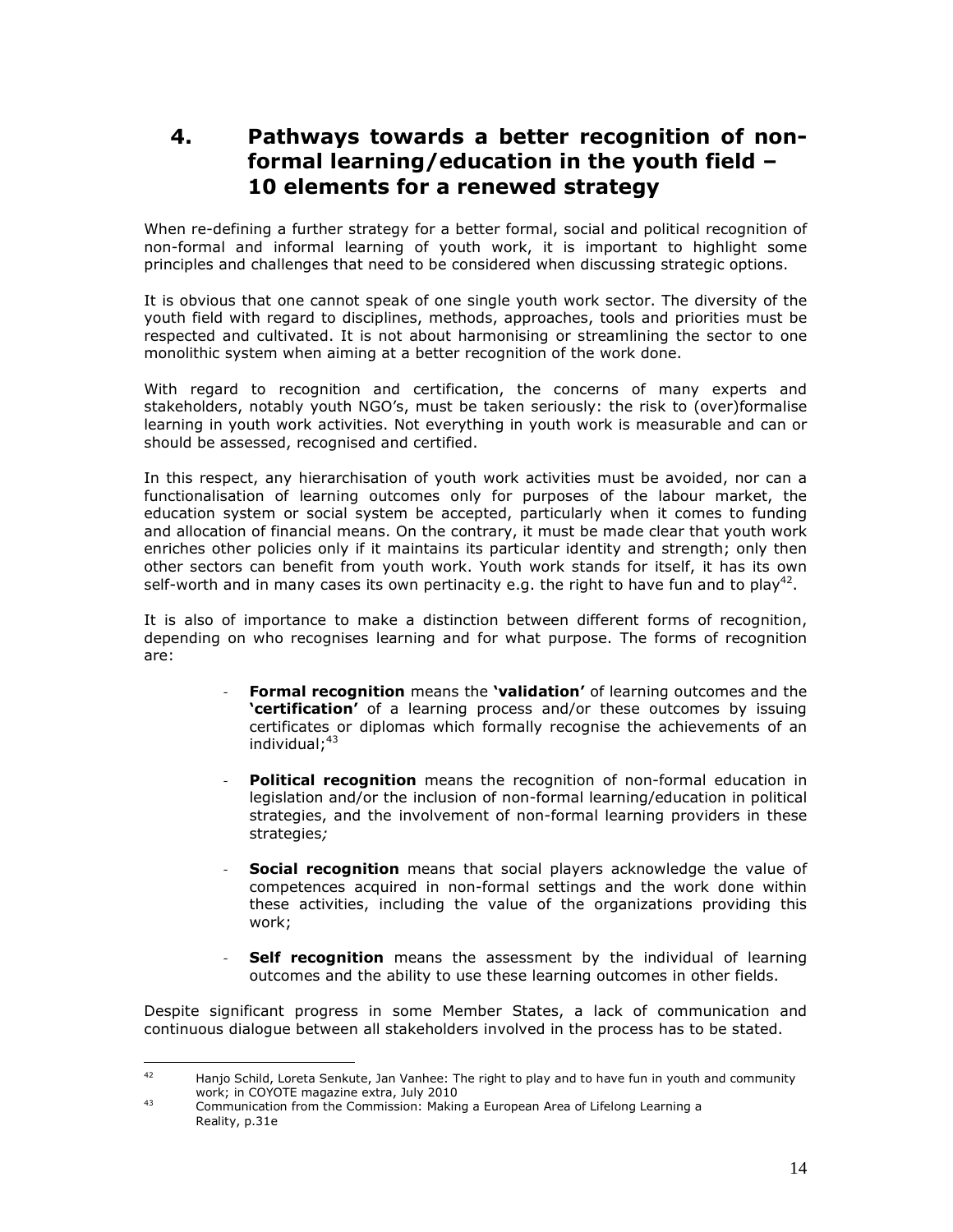# 4. Pathways towards a better recognition of non-formal learning/education in the youth field – 10 elements for a renewed strategy

When re-defining a further strategy for a better formal, social and political recognition of non-formal and informal learning of youth work, it is important to highlight some principles and challenges that need to be considered when discussing strategic options.

It is obvious that one cannot speak of one single youth work sector. The diversity of the youth field with regard to disciplines, methods, approaches, tools and priorities must be respected and cultivated. It is not about harmonising or streamlining the sector to one monolithic system when aiming at a better recognition of the work done.

With regard to recognition and certification, the concerns of many experts and stakeholders, notably youth NGO's, must be taken seriously: the risk to (over)formalise learning in youth work activities. Not everything in youth work is measurable and can or should be assessed, recognised and certified.

In this respect, any hierarchisation of youth work activities must be avoided, nor can a functionalisation of learning outcomes only for purposes of the labour market, the education system or social system be accepted, particularly when it comes to funding and allocation of financial means. On the contrary, it must be made clear that youth work enriches other policies only if it maintains its particular identity and strength; only then other sectors can benefit from youth work. Youth work stands for itself, it has its own self-worth and in many cases its own pertinacity e.g. the right to have fun and to play[42].

It is also of importance to make a distinction between different forms of recognition, depending on who recognises learning and for what purpose. The forms of recognition are:

- **Formal recognition** means the **'validation'** of learning outcomes and the **'certification'** of a learning process and/or these outcomes by issuing certificates or diplomas which formally recognise the achievements of an individual;[43]

- **Political recognition** means the recognition of non-formal education in legislation and/or the inclusion of non-formal learning/education in political strategies, and the involvement of non-formal learning providers in these strategies*;*

- **Social recognition** means that social players acknowledge the value of competences acquired in non-formal settings and the work done within these activities, including the value of the organizations providing this work;

- **Self recognition** means the assessment by the individual of learning outcomes and the ability to use these learning outcomes in other fields.

Despite significant progress in some Member States, a lack of communication and continuous dialogue between all stakeholders involved in the process has to be stated.

---

[42] Hanjo Schild, Loreta Senkute, Jan Vanhee: The right to play and to have fun in youth and community work; in COYOTE magazine extra, July 2010

[43] Communication from the Commission: Making a European Area of Lifelong Learning a Reality, p.31e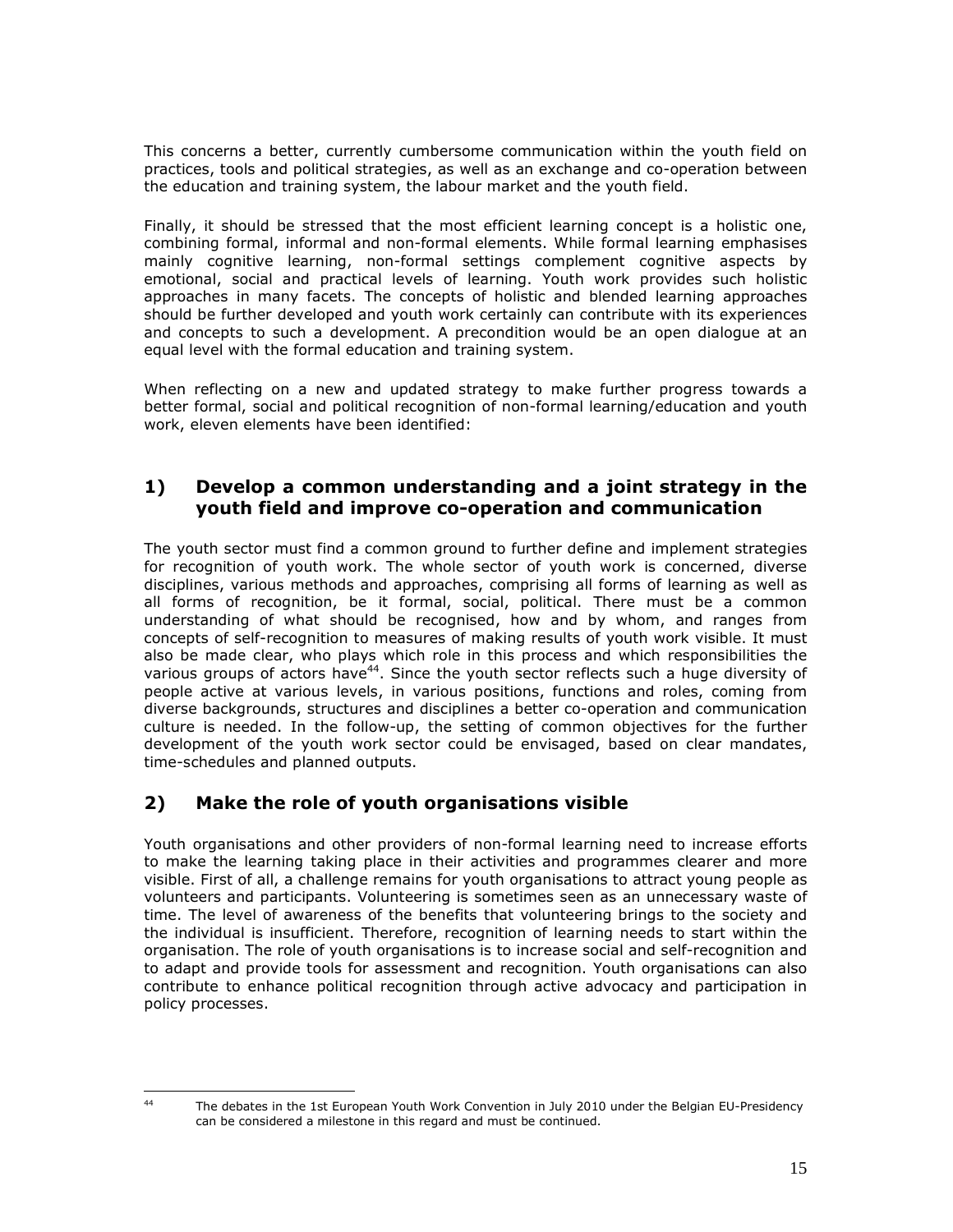This concerns a better, currently cumbersome communication within the youth field on practices, tools and political strategies, as well as an exchange and co-operation between the education and training system, the labour market and the youth field.

Finally, it should be stressed that the most efficient learning concept is a holistic one, combining formal, informal and non-formal elements. While formal learning emphasises mainly cognitive learning, non-formal settings complement cognitive aspects by emotional, social and practical levels of learning. Youth work provides such holistic approaches in many facets. The concepts of holistic and blended learning approaches should be further developed and youth work certainly can contribute with its experiences and concepts to such a development. A precondition would be an open dialogue at an equal level with the formal education and training system.

When reflecting on a new and updated strategy to make further progress towards a better formal, social and political recognition of non-formal learning/education and youth work, eleven elements have been identified:

## 1) Develop a common understanding and a joint strategy in the youth field and improve co-operation and communication

The youth sector must find a common ground to further define and implement strategies for recognition of youth work. The whole sector of youth work is concerned, diverse disciplines, various methods and approaches, comprising all forms of learning as well as all forms of recognition, be it formal, social, political. There must be a common understanding of what should be recognised, how and by whom, and ranges from concepts of self-recognition to measures of making results of youth work visible. It must also be made clear, who plays which role in this process and which responsibilities the various groups of actors have[44]. Since the youth sector reflects such a huge diversity of people active at various levels, in various positions, functions and roles, coming from diverse backgrounds, structures and disciplines a better co-operation and communication culture is needed. In the follow-up, the setting of common objectives for the further development of the youth work sector could be envisaged, based on clear mandates, time-schedules and planned outputs.

## 2) Make the role of youth organisations visible

Youth organisations and other providers of non-formal learning need to increase efforts to make the learning taking place in their activities and programmes clearer and more visible. First of all, a challenge remains for youth organisations to attract young people as volunteers and participants. Volunteering is sometimes seen as an unnecessary waste of time. The level of awareness of the benefits that volunteering brings to the society and the individual is insufficient. Therefore, recognition of learning needs to start within the organisation. The role of youth organisations is to increase social and self-recognition and to adapt and provide tools for assessment and recognition. Youth organisations can also contribute to enhance political recognition through active advocacy and participation in policy processes.

---

[44] The debates in the 1st European Youth Work Convention in July 2010 under the Belgian EU-Presidency can be considered a milestone in this regard and must be continued.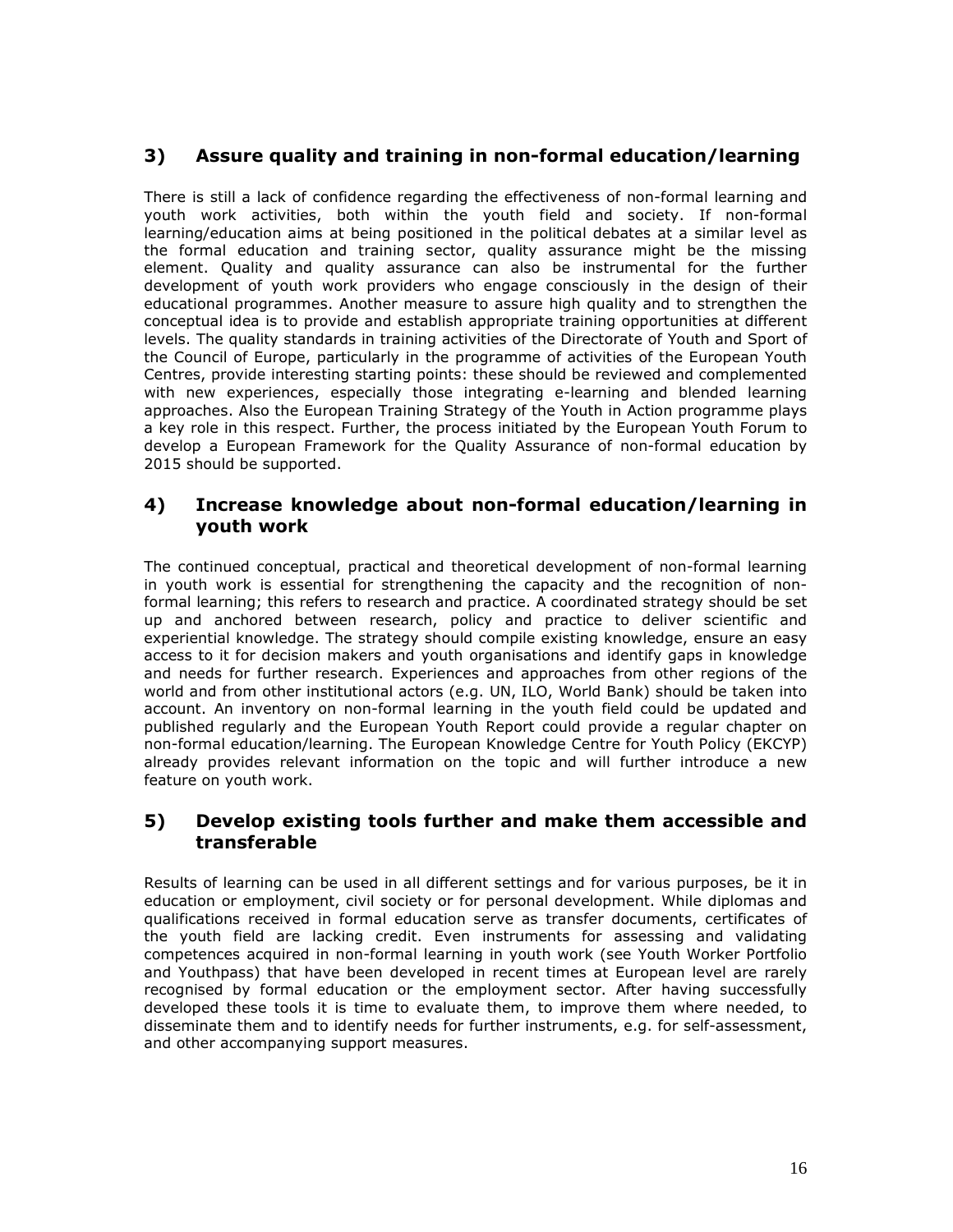## 3) Assure quality and training in non-formal education/learning

There is still a lack of confidence regarding the effectiveness of non-formal learning and youth work activities, both within the youth field and society. If non-formal learning/education aims at being positioned in the political debates at a similar level as the formal education and training sector, quality assurance might be the missing element. Quality and quality assurance can also be instrumental for the further development of youth work providers who engage consciously in the design of their educational programmes. Another measure to assure high quality and to strengthen the conceptual idea is to provide and establish appropriate training opportunities at different levels. The quality standards in training activities of the Directorate of Youth and Sport of the Council of Europe, particularly in the programme of activities of the European Youth Centres, provide interesting starting points: these should be reviewed and complemented with new experiences, especially those integrating e-learning and blended learning approaches. Also the European Training Strategy of the Youth in Action programme plays a key role in this respect. Further, the process initiated by the European Youth Forum to develop a European Framework for the Quality Assurance of non-formal education by 2015 should be supported.

## 4) Increase knowledge about non-formal education/learning in youth work

The continued conceptual, practical and theoretical development of non-formal learning in youth work is essential for strengthening the capacity and the recognition of non-formal learning; this refers to research and practice. A coordinated strategy should be set up and anchored between research, policy and practice to deliver scientific and experiential knowledge. The strategy should compile existing knowledge, ensure an easy access to it for decision makers and youth organisations and identify gaps in knowledge and needs for further research. Experiences and approaches from other regions of the world and from other institutional actors (e.g. UN, ILO, World Bank) should be taken into account. An inventory on non-formal learning in the youth field could be updated and published regularly and the European Youth Report could provide a regular chapter on non-formal education/learning. The European Knowledge Centre for Youth Policy (EKCYP) already provides relevant information on the topic and will further introduce a new feature on youth work.

## 5) Develop existing tools further and make them accessible and transferable

Results of learning can be used in all different settings and for various purposes, be it in education or employment, civil society or for personal development. While diplomas and qualifications received in formal education serve as transfer documents, certificates of the youth field are lacking credit. Even instruments for assessing and validating competences acquired in non-formal learning in youth work (see Youth Worker Portfolio and Youthpass) that have been developed in recent times at European level are rarely recognised by formal education or the employment sector. After having successfully developed these tools it is time to evaluate them, to improve them where needed, to disseminate them and to identify needs for further instruments, e.g. for self-assessment, and other accompanying support measures.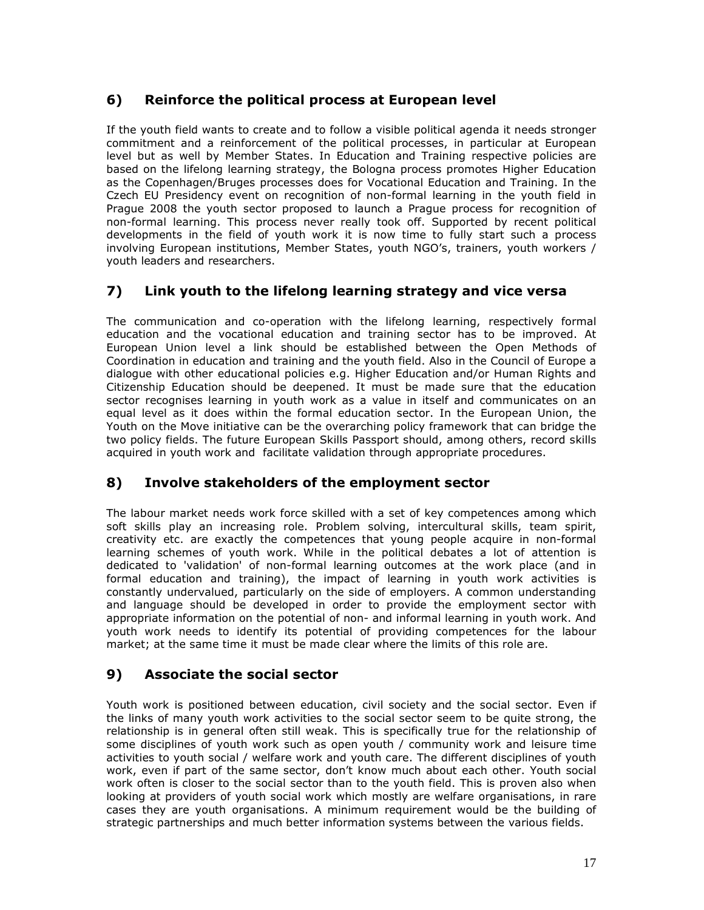## 6) Reinforce the political process at European level

If the youth field wants to create and to follow a visible political agenda it needs stronger commitment and a reinforcement of the political processes, in particular at European level but as well by Member States. In Education and Training respective policies are based on the lifelong learning strategy, the Bologna process promotes Higher Education as the Copenhagen/Bruges processes does for Vocational Education and Training. In the Czech EU Presidency event on recognition of non-formal learning in the youth field in Prague 2008 the youth sector proposed to launch a Prague process for recognition of non-formal learning. This process never really took off. Supported by recent political developments in the field of youth work it is now time to fully start such a process involving European institutions, Member States, youth NGO's, trainers, youth workers / youth leaders and researchers.

## 7) Link youth to the lifelong learning strategy and vice versa

The communication and co-operation with the lifelong learning, respectively formal education and the vocational education and training sector has to be improved. At European Union level a link should be established between the Open Methods of Coordination in education and training and the youth field. Also in the Council of Europe a dialogue with other educational policies e.g. Higher Education and/or Human Rights and Citizenship Education should be deepened. It must be made sure that the education sector recognises learning in youth work as a value in itself and communicates on an equal level as it does within the formal education sector. In the European Union, the Youth on the Move initiative can be the overarching policy framework that can bridge the two policy fields. The future European Skills Passport should, among others, record skills acquired in youth work and facilitate validation through appropriate procedures.

## 8) Involve stakeholders of the employment sector

The labour market needs work force skilled with a set of key competences among which soft skills play an increasing role. Problem solving, intercultural skills, team spirit, creativity etc. are exactly the competences that young people acquire in non-formal learning schemes of youth work. While in the political debates a lot of attention is dedicated to 'validation' of non-formal learning outcomes at the work place (and in formal education and training), the impact of learning in youth work activities is constantly undervalued, particularly on the side of employers. A common understanding and language should be developed in order to provide the employment sector with appropriate information on the potential of non- and informal learning in youth work. And youth work needs to identify its potential of providing competences for the labour market; at the same time it must be made clear where the limits of this role are.

## 9) Associate the social sector

Youth work is positioned between education, civil society and the social sector. Even if the links of many youth work activities to the social sector seem to be quite strong, the relationship is in general often still weak. This is specifically true for the relationship of some disciplines of youth work such as open youth / community work and leisure time activities to youth social / welfare work and youth care. The different disciplines of youth work, even if part of the same sector, don't know much about each other. Youth social work often is closer to the social sector than to the youth field. This is proven also when looking at providers of youth social work which mostly are welfare organisations, in rare cases they are youth organisations. A minimum requirement would be the building of strategic partnerships and much better information systems between the various fields.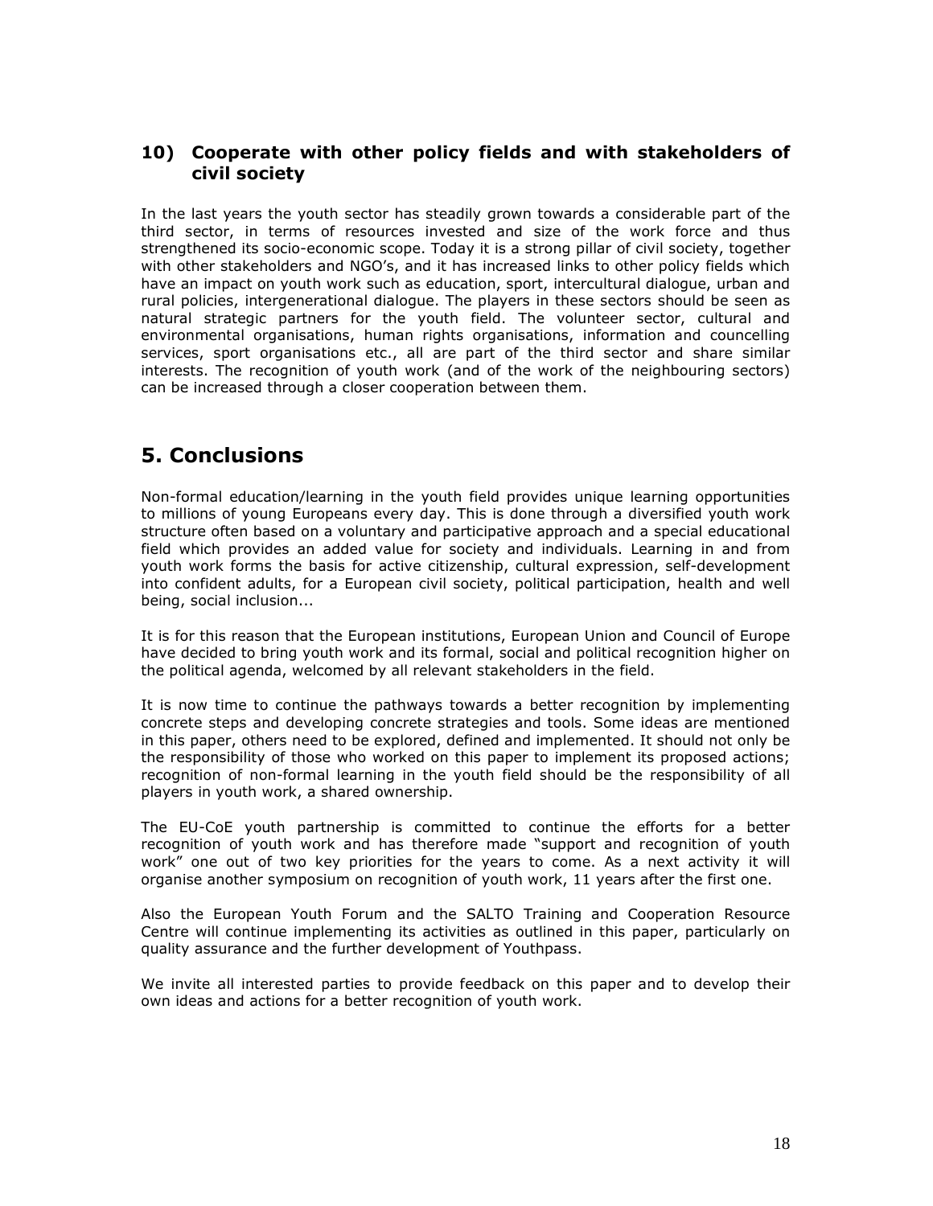### 10) Cooperate with other policy fields and with stakeholders of civil society

In the last years the youth sector has steadily grown towards a considerable part of the third sector, in terms of resources invested and size of the work force and thus strengthened its socio-economic scope. Today it is a strong pillar of civil society, together with other stakeholders and NGO's, and it has increased links to other policy fields which have an impact on youth work such as education, sport, intercultural dialogue, urban and rural policies, intergenerational dialogue. The players in these sectors should be seen as natural strategic partners for the youth field. The volunteer sector, cultural and environmental organisations, human rights organisations, information and councelling services, sport organisations etc., all are part of the third sector and share similar interests. The recognition of youth work (and of the work of the neighbouring sectors) can be increased through a closer cooperation between them.

## 5. Conclusions

Non-formal education/learning in the youth field provides unique learning opportunities to millions of young Europeans every day. This is done through a diversified youth work structure often based on a voluntary and participative approach and a special educational field which provides an added value for society and individuals. Learning in and from youth work forms the basis for active citizenship, cultural expression, self-development into confident adults, for a European civil society, political participation, health and well being, social inclusion...

It is for this reason that the European institutions, European Union and Council of Europe have decided to bring youth work and its formal, social and political recognition higher on the political agenda, welcomed by all relevant stakeholders in the field.

It is now time to continue the pathways towards a better recognition by implementing concrete steps and developing concrete strategies and tools. Some ideas are mentioned in this paper, others need to be explored, defined and implemented. It should not only be the responsibility of those who worked on this paper to implement its proposed actions; recognition of non-formal learning in the youth field should be the responsibility of all players in youth work, a shared ownership.

The EU-CoE youth partnership is committed to continue the efforts for a better recognition of youth work and has therefore made "support and recognition of youth work" one out of two key priorities for the years to come. As a next activity it will organise another symposium on recognition of youth work, 11 years after the first one.

Also the European Youth Forum and the SALTO Training and Cooperation Resource Centre will continue implementing its activities as outlined in this paper, particularly on quality assurance and the further development of Youthpass.

We invite all interested parties to provide feedback on this paper and to develop their own ideas and actions for a better recognition of youth work.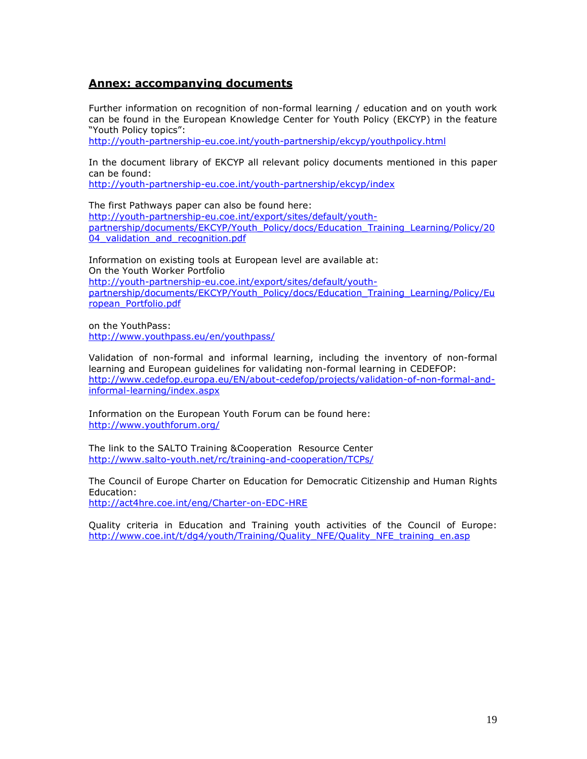## Annex: accompanying documents

Further information on recognition of non-formal learning / education and on youth work can be found in the European Knowledge Center for Youth Policy (EKCYP) in the feature "Youth Policy topics":
http://youth-partnership-eu.coe.int/youth-partnership/ekcyp/youthpolicy.html

In the document library of EKCYP all relevant policy documents mentioned in this paper can be found:
http://youth-partnership-eu.coe.int/youth-partnership/ekcyp/index

The first Pathways paper can also be found here:
http://youth-partnership-eu.coe.int/export/sites/default/youth-partnership/documents/EKCYP/Youth_Policy/docs/Education_Training_Learning/Policy/2004_validation_and_recognition.pdf

Information on existing tools at European level are available at:
On the Youth Worker Portfolio
http://youth-partnership-eu.coe.int/export/sites/default/youth-partnership/documents/EKCYP/Youth_Policy/docs/Education_Training_Learning/Policy/European_Portfolio.pdf

on the YouthPass:
http://www.youthpass.eu/en/youthpass/

Validation of non-formal and informal learning, including the inventory of non-formal learning and European guidelines for validating non-formal learning in CEDEFOP:
http://www.cedefop.europa.eu/EN/about-cedefop/projects/validation-of-non-formal-and-informal-learning/index.aspx

Information on the European Youth Forum can be found here:
http://www.youthforum.org/

The link to the SALTO Training &Cooperation Resource Center
http://www.salto-youth.net/rc/training-and-cooperation/TCPs/

The Council of Europe Charter on Education for Democratic Citizenship and Human Rights Education:
http://act4hre.coe.int/eng/Charter-on-EDC-HRE

Quality criteria in Education and Training youth activities of the Council of Europe:
http://www.coe.int/t/dg4/youth/Training/Quality_NFE/Quality_NFE_training_en.asp